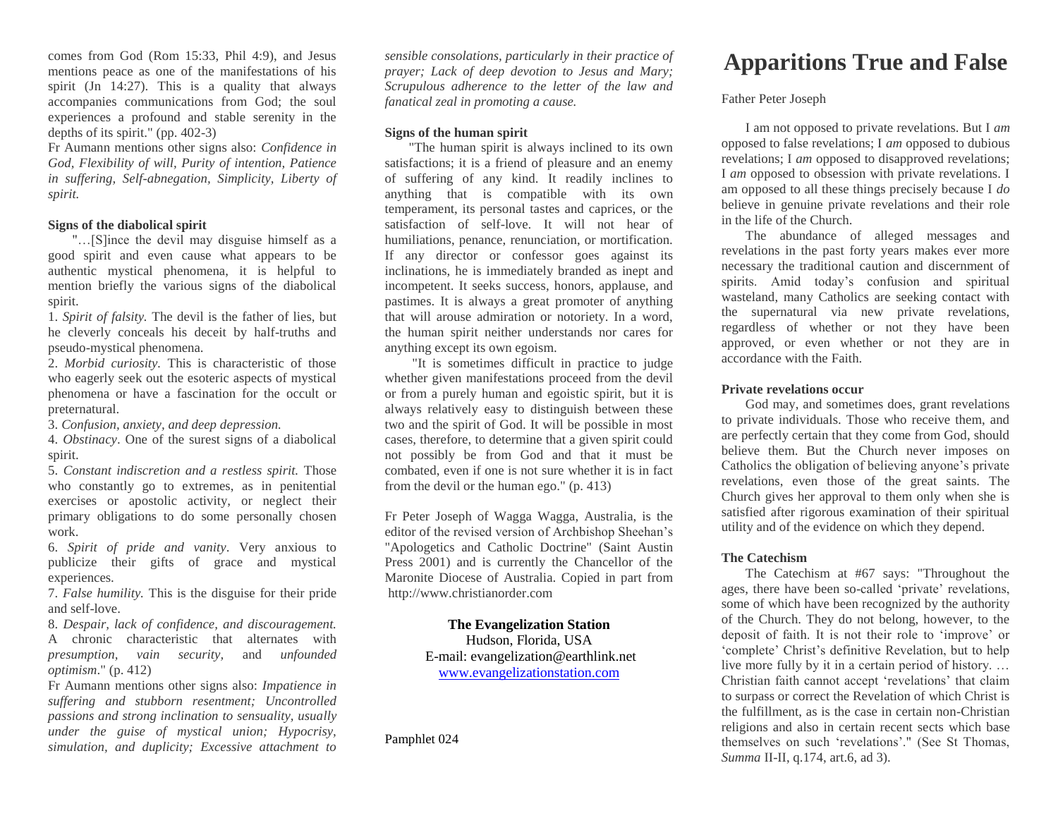comes from God (Rom 15:33, Phil 4:9), and Jesus mentions peace as one of the manifestations of his spirit (Jn 14:27). This is a quality that always accompanies communications from God; the soul experiences a profound and stable serenity in the depths of its spirit." (pp. 402-3)

Fr Aumann mentions other signs also: *Confidence in God, Flexibility of will, Purity of intention, Patience in suffering, Self-abnegation, Simplicity, Liberty of spirit.*

**Signs of the diabolical spirit**

"…[S]ince the devil may disguise himself as a good spirit and even cause what appears to be authentic mystical phenomena, it is helpful to mention briefly the various signs of the diabolical spirit.

1. *Spirit of falsity.* The devil is the father of lies, but he cleverly conceals his deceit by half-truths and pseudo-mystical phenomena.
2. *Morbid curiosity.* This is characteristic of those who eagerly seek out the esoteric aspects of mystical phenomena or have a fascination for the occult or preternatural.
3. *Confusion, anxiety, and deep depression.*
4. *Obstinacy*. One of the surest signs of a diabolical spirit.
5. *Constant indiscretion and a restless spirit.* Those who constantly go to extremes, as in penitential exercises or apostolic activity, or neglect their primary obligations to do some personally chosen work.
6. *Spirit of pride and vanity*. Very anxious to publicize their gifts of grace and mystical experiences.
7. *False humility.* This is the disguise for their pride and self-love.
8. *Despair, lack of confidence, and discouragement.* A chronic characteristic that alternates with *presumption, vain security,* and *unfounded optimism*." (p. 412)

Fr Aumann mentions other signs also: *Impatience in suffering and stubborn resentment; Uncontrolled passions and strong inclination to sensuality, usually under the guise of mystical union; Hypocrisy, simulation, and duplicity; Excessive attachment to sensible consolations, particularly in their practice of prayer; Lack of deep devotion to Jesus and Mary; Scrupulous adherence to the letter of the law and fanatical zeal in promoting a cause.*

**Signs of the human spirit**

"The human spirit is always inclined to its own satisfactions; it is a friend of pleasure and an enemy of suffering of any kind. It readily inclines to anything that is compatible with its own temperament, its personal tastes and caprices, or the satisfaction of self-love. It will not hear of humiliations, penance, renunciation, or mortification. If any director or confessor goes against its inclinations, he is immediately branded as inept and incompetent. It seeks success, honors, applause, and pastimes. It is always a great promoter of anything that will arouse admiration or notoriety. In a word, the human spirit neither understands nor cares for anything except its own egoism.

"It is sometimes difficult in practice to judge whether given manifestations proceed from the devil or from a purely human and egoistic spirit, but it is always relatively easy to distinguish between these two and the spirit of God. It will be possible in most cases, therefore, to determine that a given spirit could not possibly be from God and that it must be combated, even if one is not sure whether it is in fact from the devil or the human ego." (p. 413)

Fr Peter Joseph of Wagga Wagga, Australia, is the editor of the revised version of Archbishop Sheehan's "Apologetics and Catholic Doctrine" (Saint Austin Press 2001) and is currently the Chancellor of the Maronite Diocese of Australia. Copied in part from http://www.christianorder.com

**The Evangelization Station**
Hudson, Florida, USA
E-mail: evangelization@earthlink.net
www.evangelizationstation.com

Pamphlet 024

# Apparitions True and False

Father Peter Joseph

I am not opposed to private revelations. But I *am* opposed to false revelations; I *am* opposed to dubious revelations; I *am* opposed to disapproved revelations; I *am* opposed to obsession with private revelations. I am opposed to all these things precisely because I *do* believe in genuine private revelations and their role in the life of the Church.

The abundance of alleged messages and revelations in the past forty years makes ever more necessary the traditional caution and discernment of spirits. Amid today's confusion and spiritual wasteland, many Catholics are seeking contact with the supernatural via new private revelations, regardless of whether or not they have been approved, or even whether or not they are in accordance with the Faith.

**Private revelations occur**

God may, and sometimes does, grant revelations to private individuals. Those who receive them, and are perfectly certain that they come from God, should believe them. But the Church never imposes on Catholics the obligation of believing anyone's private revelations, even those of the great saints. The Church gives her approval to them only when she is satisfied after rigorous examination of their spiritual utility and of the evidence on which they depend.

**The Catechism**

The Catechism at #67 says: "Throughout the ages, there have been so-called 'private' revelations, some of which have been recognized by the authority of the Church. They do not belong, however, to the deposit of faith. It is not their role to 'improve' or 'complete' Christ's definitive Revelation, but to help live more fully by it in a certain period of history. … Christian faith cannot accept 'revelations' that claim to surpass or correct the Revelation of which Christ is the fulfillment, as is the case in certain non-Christian religions and also in certain recent sects which base themselves on such 'revelations'." (See St Thomas, *Summa* II-II, q.174, art.6, ad 3).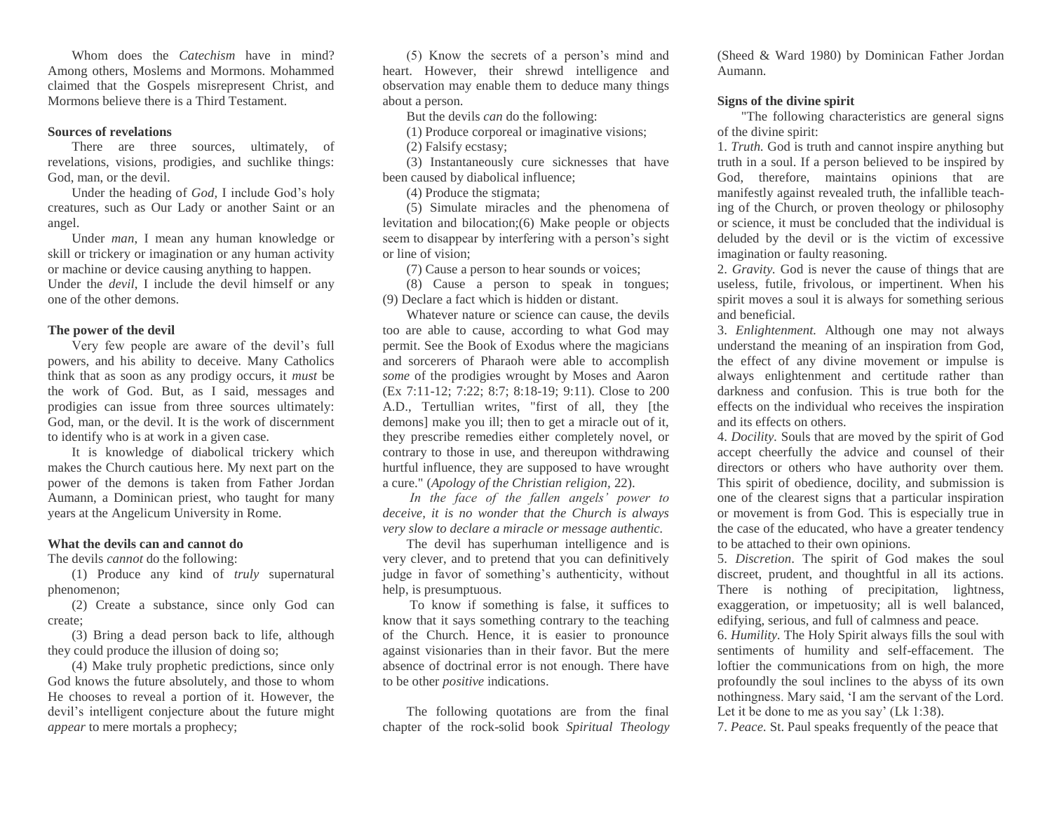Whom does the *Catechism* have in mind? Among others, Moslems and Mormons. Mohammed claimed that the Gospels misrepresent Christ, and Mormons believe there is a Third Testament.

**Sources of revelations**

There are three sources, ultimately, of revelations, visions, prodigies, and suchlike things: God, man, or the devil.

Under the heading of *God*, I include God's holy creatures, such as Our Lady or another Saint or an angel.

Under *man*, I mean any human knowledge or skill or trickery or imagination or any human activity or machine or device causing anything to happen.

Under the *devil*, I include the devil himself or any one of the other demons.

**The power of the devil**

Very few people are aware of the devil's full powers, and his ability to deceive. Many Catholics think that as soon as any prodigy occurs, it *must* be the work of God. But, as I said, messages and prodigies can issue from three sources ultimately: God, man, or the devil. It is the work of discernment to identify who is at work in a given case.

It is knowledge of diabolical trickery which makes the Church cautious here. My next part on the power of the demons is taken from Father Jordan Aumann, a Dominican priest, who taught for many years at the Angelicum University in Rome.

**What the devils can and cannot do**

The devils *cannot* do the following:

(1) Produce any kind of *truly* supernatural phenomenon;

(2) Create a substance, since only God can create;

(3) Bring a dead person back to life, although they could produce the illusion of doing so;

(4) Make truly prophetic predictions, since only God knows the future absolutely, and those to whom He chooses to reveal a portion of it. However, the devil's intelligent conjecture about the future might *appear* to mere mortals a prophecy;

(5) Know the secrets of a person's mind and heart. However, their shrewd intelligence and observation may enable them to deduce many things about a person.

But the devils *can* do the following:

(1) Produce corporeal or imaginative visions;

(2) Falsify ecstasy;

(3) Instantaneously cure sicknesses that have been caused by diabolical influence;

(4) Produce the stigmata;

(5) Simulate miracles and the phenomena of levitation and bilocation;(6) Make people or objects seem to disappear by interfering with a person's sight or line of vision;

(7) Cause a person to hear sounds or voices;

(8) Cause a person to speak in tongues; (9) Declare a fact which is hidden or distant.

Whatever nature or science can cause, the devils too are able to cause, according to what God may permit. See the Book of Exodus where the magicians and sorcerers of Pharaoh were able to accomplish *some* of the prodigies wrought by Moses and Aaron (Ex 7:11-12; 7:22; 8:7; 8:18-19; 9:11). Close to 200 A.D., Tertullian writes, "first of all, they [the demons] make you ill; then to get a miracle out of it, they prescribe remedies either completely novel, or contrary to those in use, and thereupon withdrawing hurtful influence, they are supposed to have wrought a cure." (*Apology of the Christian religion*, 22).

*In the face of the fallen angels' power to deceive, it is no wonder that the Church is always very slow to declare a miracle or message authentic.*

The devil has superhuman intelligence and is very clever, and to pretend that you can definitively judge in favor of something's authenticity, without help, is presumptuous.

To know if something is false, it suffices to know that it says something contrary to the teaching of the Church. Hence, it is easier to pronounce against visionaries than in their favor. But the mere absence of doctrinal error is not enough. There have to be other *positive* indications.

The following quotations are from the final chapter of the rock-solid book *Spiritual Theology* (Sheed & Ward 1980) by Dominican Father Jordan Aumann.

**Signs of the divine spirit**

"The following characteristics are general signs of the divine spirit:

1. *Truth.* God is truth and cannot inspire anything but truth in a soul. If a person believed to be inspired by God, therefore, maintains opinions that are manifestly against revealed truth, the infallible teaching of the Church, or proven theology or philosophy or science, it must be concluded that the individual is deluded by the devil or is the victim of excessive imagination or faulty reasoning.

2. *Gravity.* God is never the cause of things that are useless, futile, frivolous, or impertinent. When his spirit moves a soul it is always for something serious and beneficial.

3. *Enlightenment.* Although one may not always understand the meaning of an inspiration from God, the effect of any divine movement or impulse is always enlightenment and certitude rather than darkness and confusion. This is true both for the effects on the individual who receives the inspiration and its effects on others.

4. *Docility.* Souls that are moved by the spirit of God accept cheerfully the advice and counsel of their directors or others who have authority over them. This spirit of obedience, docility, and submission is one of the clearest signs that a particular inspiration or movement is from God. This is especially true in the case of the educated, who have a greater tendency to be attached to their own opinions.

5. *Discretion*. The spirit of God makes the soul discreet, prudent, and thoughtful in all its actions. There is nothing of precipitation, lightness, exaggeration, or impetuosity; all is well balanced, edifying, serious, and full of calmness and peace.

6. *Humility.* The Holy Spirit always fills the soul with sentiments of humility and self-effacement. The loftier the communications from on high, the more profoundly the soul inclines to the abyss of its own nothingness. Mary said, 'I am the servant of the Lord. Let it be done to me as you say' (Lk 1:38).

7. *Peace.* St. Paul speaks frequently of the peace that